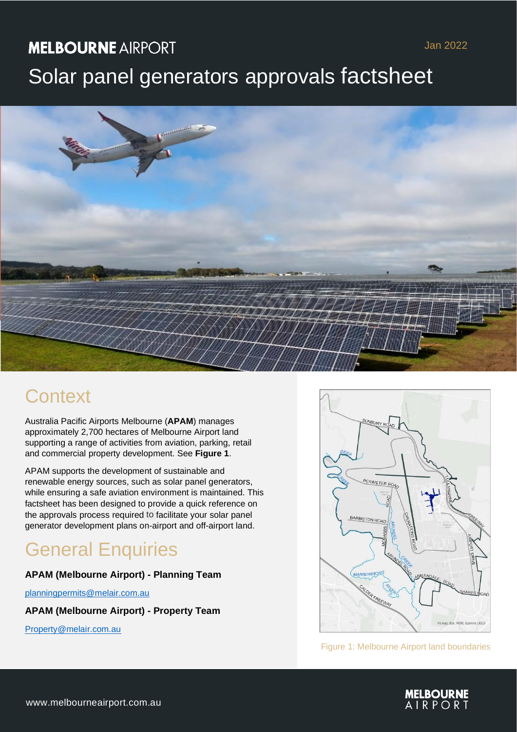MELBOURNE AIRPORT

Jan 2022

# Solar panel generators approvals factsheet

## Context

Australia Pacific Airports Melbourne (**APAM**) manages approximately 2,700 hectares of Melbourne Airport land supporting a range of activities from aviation, parking, retail and commercial property development. See **Figure 1**.

APAM supports the development of sustainable and renewable energy sources, such as solar panel generators, while ensuring a safe aviation environment is maintained. This factsheet has been designed to provide a quick reference on the approvals process required to facilitate your solar panel generator development plans on-airport and off-airport land.

## General Enquiries

**APAM (Melbourne Airport) - Planning Team**

planningpermits@melair.com.au

**APAM (Melbourne Airport) - Property Team**

Property@melair.com.au

Figure 1: Melbourne Airport land boundaries

www.melbourneairport.com.au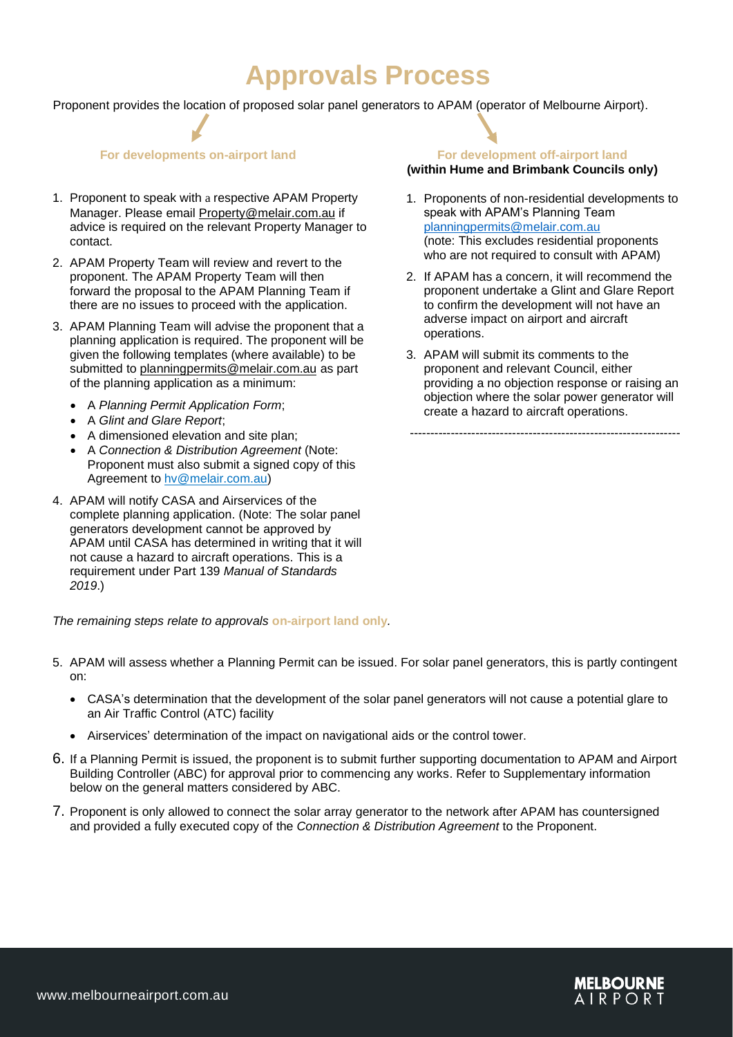# Approvals Process

Proponent provides the location of proposed solar panel generators to APAM (operator of Melbourne Airport).

## For developments on-airport land

1. Proponent to speak with a respective APAM Property Manager. Please email Property@melair.com.au if advice is required on the relevant Property Manager to contact.
2. APAM Property Team will review and revert to the proponent. The APAM Property Team will then forward the proposal to the APAM Planning Team if there are no issues to proceed with the application.
3. APAM Planning Team will advise the proponent that a planning application is required. The proponent will be given the following templates (where available) to be submitted to planningpermits@melair.com.au as part of the planning application as a minimum:
   - A *Planning Permit Application Form*;
   - A *Glint and Glare Report*;
   - A dimensioned elevation and site plan;
   - A *Connection & Distribution Agreement* (Note: Proponent must also submit a signed copy of this Agreement to hv@melair.com.au)
4. APAM will notify CASA and Airservices of the complete planning application. (Note: The solar panel generators development cannot be approved by APAM until CASA has determined in writing that it will not cause a hazard to aircraft operations. This is a requirement under Part 139 *Manual of Standards 2019*.)

## For development off-airport land
**(within Hume and Brimbank Councils only)**

1. Proponents of non-residential developments to speak with APAM's Planning Team planningpermits@melair.com.au (note: This excludes residential proponents who are not required to consult with APAM)
2. If APAM has a concern, it will recommend the proponent undertake a Glint and Glare Report to confirm the development will not have an adverse impact on airport and aircraft operations.
3. APAM will submit its comments to the proponent and relevant Council, either providing a no objection response or raising an objection where the solar power generator will create a hazard to aircraft operations.

---

*The remaining steps relate to approvals* **on-airport land only***.*

5. APAM will assess whether a Planning Permit can be issued. For solar panel generators, this is partly contingent on:
   - CASA's determination that the development of the solar panel generators will not cause a potential glare to an Air Traffic Control (ATC) facility
   - Airservices' determination of the impact on navigational aids or the control tower.
6. If a Planning Permit is issued, the proponent is to submit further supporting documentation to APAM and Airport Building Controller (ABC) for approval prior to commencing any works. Refer to Supplementary information below on the general matters considered by ABC.
7. Proponent is only allowed to connect the solar array generator to the network after APAM has countersigned and provided a fully executed copy of the *Connection & Distribution Agreement* to the Proponent.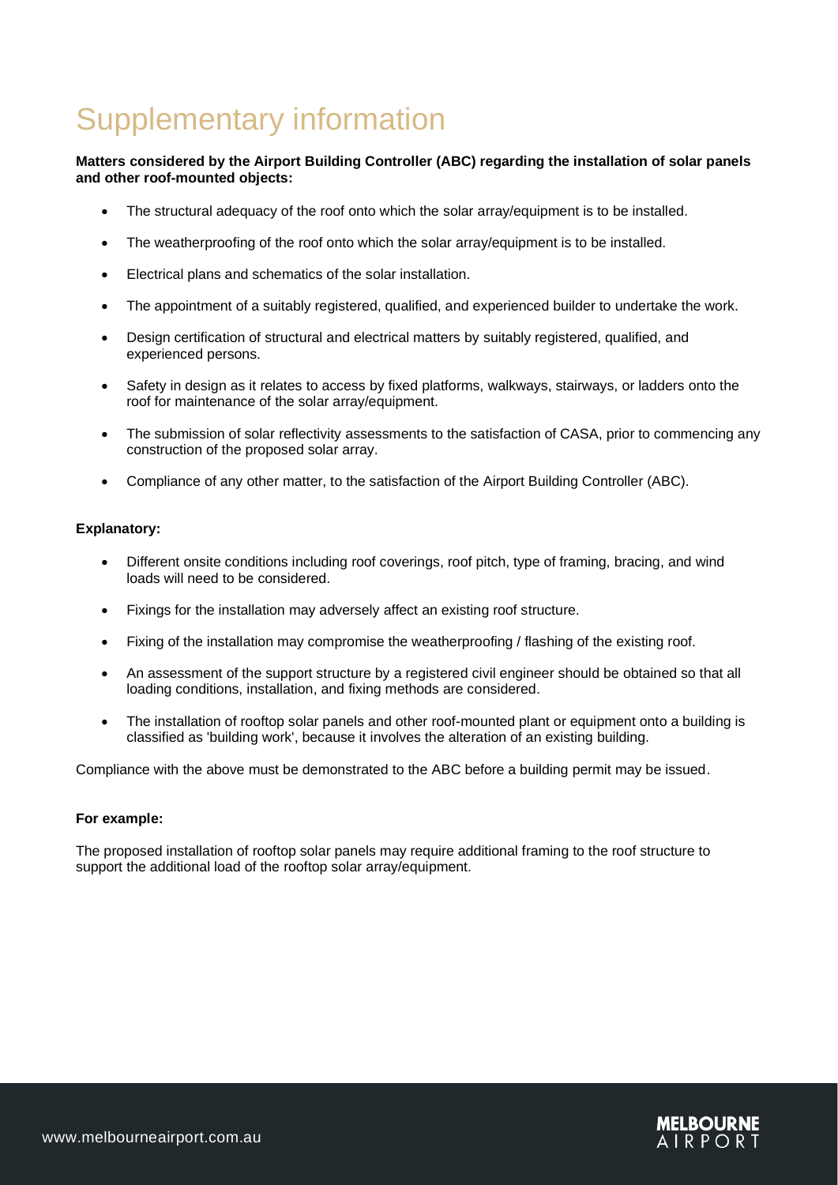# Supplementary information

**Matters considered by the Airport Building Controller (ABC) regarding the installation of solar panels and other roof-mounted objects:**

- The structural adequacy of the roof onto which the solar array/equipment is to be installed.
- The weatherproofing of the roof onto which the solar array/equipment is to be installed.
- Electrical plans and schematics of the solar installation.
- The appointment of a suitably registered, qualified, and experienced builder to undertake the work.
- Design certification of structural and electrical matters by suitably registered, qualified, and experienced persons.
- Safety in design as it relates to access by fixed platforms, walkways, stairways, or ladders onto the roof for maintenance of the solar array/equipment.
- The submission of solar reflectivity assessments to the satisfaction of CASA, prior to commencing any construction of the proposed solar array.
- Compliance of any other matter, to the satisfaction of the Airport Building Controller (ABC).

**Explanatory:**

- Different onsite conditions including roof coverings, roof pitch, type of framing, bracing, and wind loads will need to be considered.
- Fixings for the installation may adversely affect an existing roof structure.
- Fixing of the installation may compromise the weatherproofing / flashing of the existing roof.
- An assessment of the support structure by a registered civil engineer should be obtained so that all loading conditions, installation, and fixing methods are considered.
- The installation of rooftop solar panels and other roof-mounted plant or equipment onto a building is classified as 'building work', because it involves the alteration of an existing building.

Compliance with the above must be demonstrated to the ABC before a building permit may be issued.

**For example:**

The proposed installation of rooftop solar panels may require additional framing to the roof structure to support the additional load of the rooftop solar array/equipment.